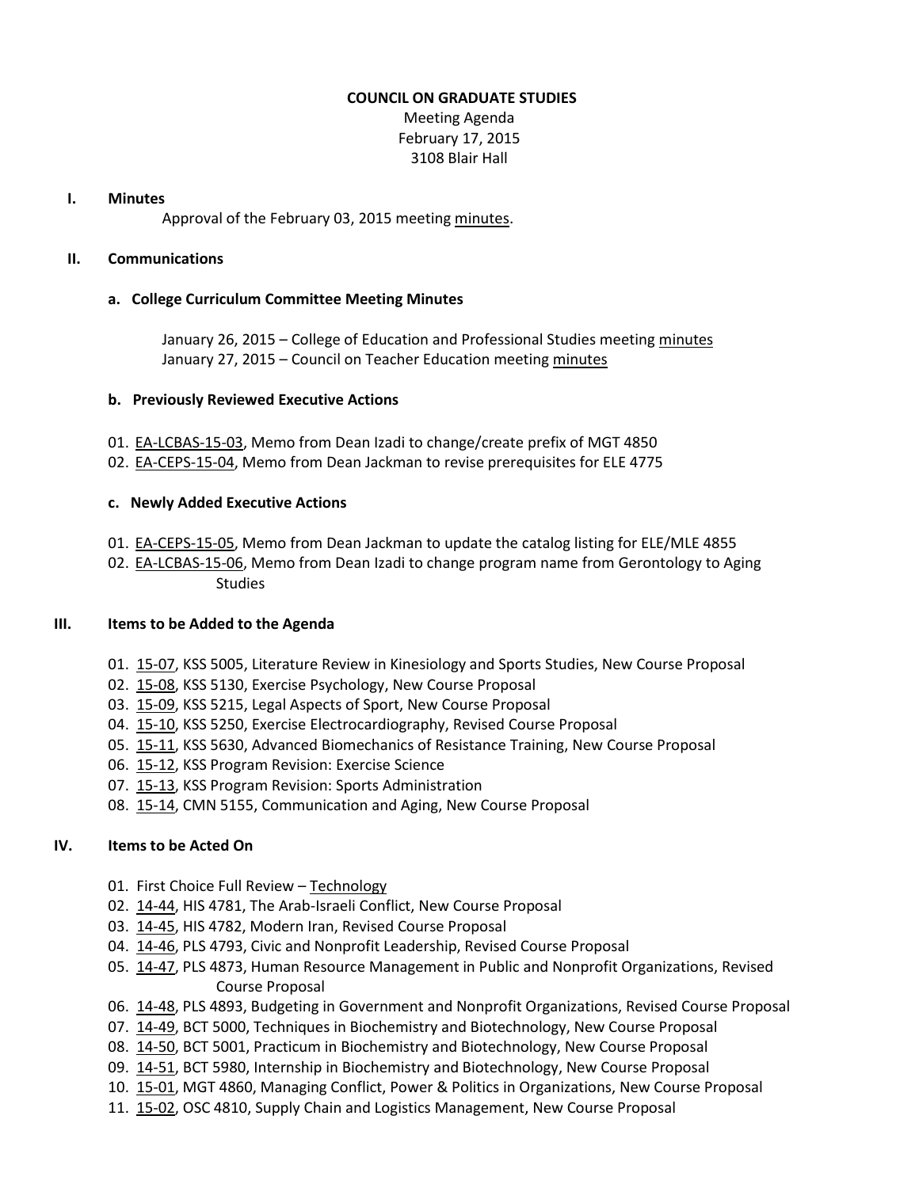# COUNCIL ON GRADUATE STUDIES

Meeting Agenda
February 17, 2015
3108 Blair Hall

## I. Minutes

Approval of the February 03, 2015 meeting minutes.

## II. Communications

### a. College Curriculum Committee Meeting Minutes

January 26, 2015 – College of Education and Professional Studies meeting minutes
January 27, 2015 – Council on Teacher Education meeting minutes

### b. Previously Reviewed Executive Actions

01. EA-LCBAS-15-03, Memo from Dean Izadi to change/create prefix of MGT 4850
02. EA-CEPS-15-04, Memo from Dean Jackman to revise prerequisites for ELE 4775

### c. Newly Added Executive Actions

01. EA-CEPS-15-05, Memo from Dean Jackman to update the catalog listing for ELE/MLE 4855
02. EA-LCBAS-15-06, Memo from Dean Izadi to change program name from Gerontology to Aging Studies

## III. Items to be Added to the Agenda

01. 15-07, KSS 5005, Literature Review in Kinesiology and Sports Studies, New Course Proposal
02. 15-08, KSS 5130, Exercise Psychology, New Course Proposal
03. 15-09, KSS 5215, Legal Aspects of Sport, New Course Proposal
04. 15-10, KSS 5250, Exercise Electrocardiography, Revised Course Proposal
05. 15-11, KSS 5630, Advanced Biomechanics of Resistance Training, New Course Proposal
06. 15-12, KSS Program Revision: Exercise Science
07. 15-13, KSS Program Revision: Sports Administration
08. 15-14, CMN 5155, Communication and Aging, New Course Proposal

## IV. Items to be Acted On

01. First Choice Full Review – Technology
02. 14-44, HIS 4781, The Arab-Israeli Conflict, New Course Proposal
03. 14-45, HIS 4782, Modern Iran, Revised Course Proposal
04. 14-46, PLS 4793, Civic and Nonprofit Leadership, Revised Course Proposal
05. 14-47, PLS 4873, Human Resource Management in Public and Nonprofit Organizations, Revised Course Proposal
06. 14-48, PLS 4893, Budgeting in Government and Nonprofit Organizations, Revised Course Proposal
07. 14-49, BCT 5000, Techniques in Biochemistry and Biotechnology, New Course Proposal
08. 14-50, BCT 5001, Practicum in Biochemistry and Biotechnology, New Course Proposal
09. 14-51, BCT 5980, Internship in Biochemistry and Biotechnology, New Course Proposal
10. 15-01, MGT 4860, Managing Conflict, Power & Politics in Organizations, New Course Proposal
11. 15-02, OSC 4810, Supply Chain and Logistics Management, New Course Proposal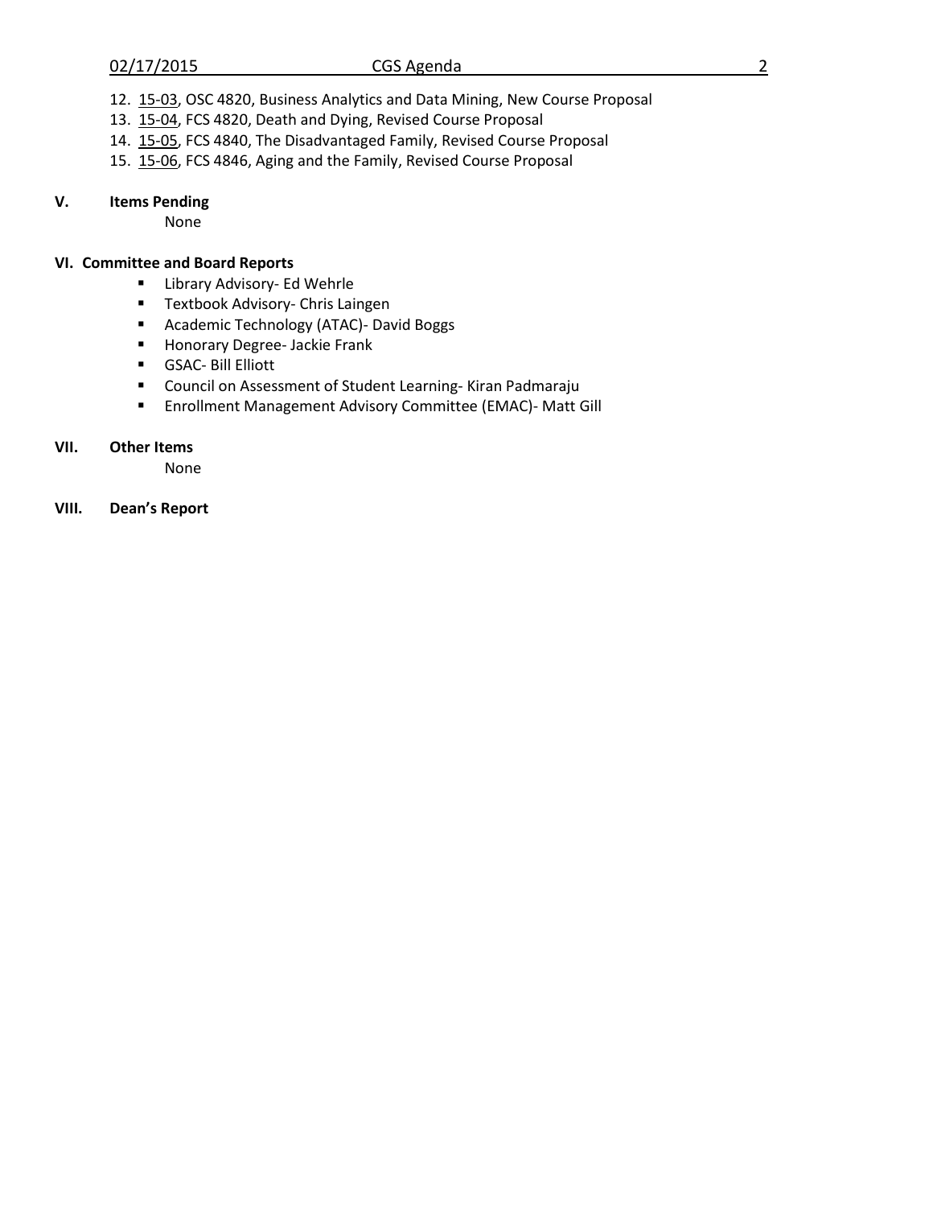12. 15-03, OSC 4820, Business Analytics and Data Mining, New Course Proposal
13. 15-04, FCS 4820, Death and Dying, Revised Course Proposal
14. 15-05, FCS 4840, The Disadvantaged Family, Revised Course Proposal
15. 15-06, FCS 4846, Aging and the Family, Revised Course Proposal

**V. Items Pending**

None

**VI. Committee and Board Reports**

- Library Advisory- Ed Wehrle
- Textbook Advisory- Chris Laingen
- Academic Technology (ATAC)- David Boggs
- Honorary Degree- Jackie Frank
- GSAC- Bill Elliott
- Council on Assessment of Student Learning- Kiran Padmaraju
- Enrollment Management Advisory Committee (EMAC)- Matt Gill

**VII. Other Items**

None

**VIII. Dean's Report**